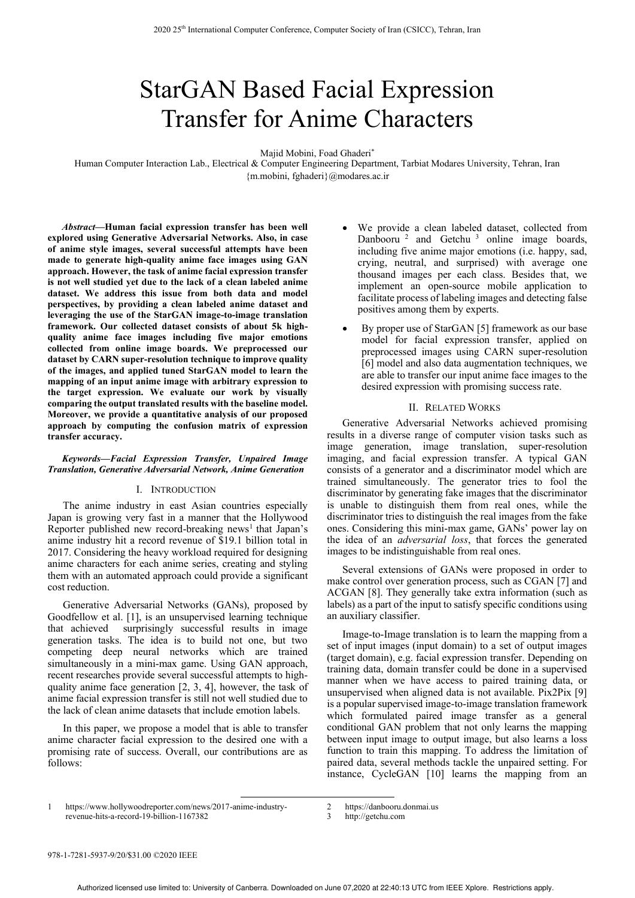# StarGAN Based Facial Expression Transfer for Anime Characters

Majid Mobini, Foad Ghaderi*

Human Computer Interaction Lab., Electrical & Computer Engineering Department, Tarbiat Modares University, Tehran, Iran

{m.mobini, fghaderi}@modares.ac.ir

***Abstract*—Human facial expression transfer has been well explored using Generative Adversarial Networks. Also, in case of anime style images, several successful attempts have been made to generate high-quality anime face images using GAN approach. However, the task of anime facial expression transfer is not well studied yet due to the lack of a clean labeled anime dataset. We address this issue from both data and model perspectives, by providing a clean labeled anime dataset and leveraging the use of the StarGAN image-to-image translation framework. Our collected dataset consists of about 5k high-quality anime face images including five major emotions collected from online image boards. We preprocessed our dataset by CARN super-resolution technique to improve quality of the images, and applied tuned StarGAN model to learn the mapping of an input anime image with arbitrary expression to the target expression. We evaluate our work by visually comparing the output translated results with the baseline model. Moreover, we provide a quantitative analysis of our proposed approach by computing the confusion matrix of expression transfer accuracy.**

***Keywords—Facial Expression Transfer, Unpaired Image Translation, Generative Adversarial Network, Anime Generation***

## I. Introduction

The anime industry in east Asian countries especially Japan is growing very fast in a manner that the Hollywood Reporter published new record-breaking news[1] that Japan's anime industry hit a record revenue of $19.1 billion total in 2017. Considering the heavy workload required for designing anime characters for each anime series, creating and styling them with an automated approach could provide a significant cost reduction.

Generative Adversarial Networks (GANs), proposed by Goodfellow et al. [1], is an unsupervised learning technique that achieved surprisingly successful results in image generation tasks. The idea is to build not one, but two competing deep neural networks which are trained simultaneously in a mini-max game. Using GAN approach, recent researches provide several successful attempts to high-quality anime face generation [2, 3, 4], however, the task of anime facial expression transfer is still not well studied due to the lack of clean anime datasets that include emotion labels.

In this paper, we propose a model that is able to transfer anime character facial expression to the desired one with a promising rate of success. Overall, our contributions are as follows:

- We provide a clean labeled dataset, collected from Danbooru [2] and Getchu [3] online image boards, including five anime major emotions (i.e. happy, sad, crying, neutral, and surprised) with average one thousand images per each class. Besides that, we implement an open-source mobile application to facilitate process of labeling images and detecting false positives among them by experts.
- By proper use of StarGAN [5] framework as our base model for facial expression transfer, applied on preprocessed images using CARN super-resolution [6] model and also data augmentation techniques, we are able to transfer our input anime face images to the desired expression with promising success rate.

## II. Related Works

Generative Adversarial Networks achieved promising results in a diverse range of computer vision tasks such as image generation, image translation, super-resolution imaging, and facial expression transfer. A typical GAN consists of a generator and a discriminator model which are trained simultaneously. The generator tries to fool the discriminator by generating fake images that the discriminator is unable to distinguish them from real ones, while the discriminator tries to distinguish the real images from the fake ones. Considering this mini-max game, GANs' power lay on the idea of an *adversarial loss*, that forces the generated images to be indistinguishable from real ones.

Several extensions of GANs were proposed in order to make control over generation process, such as CGAN [7] and ACGAN [8]. They generally take extra information (such as labels) as a part of the input to satisfy specific conditions using an auxiliary classifier.

Image-to-Image translation is to learn the mapping from a set of input images (input domain) to a set of output images (target domain), e.g. facial expression transfer. Depending on training data, domain transfer could be done in a supervised manner when we have access to paired training data, or unsupervised when aligned data is not available. Pix2Pix [9] is a popular supervised image-to-image translation framework which formulated paired image transfer as a general conditional GAN problem that not only learns the mapping between input image to output image, but also learns a loss function to train this mapping. To address the limitation of paired data, several methods tackle the unpaired setting. For instance, CycleGAN [10] learns the mapping from an

1 https://www.hollywoodreporter.com/news/2017-anime-industry-revenue-hits-a-record-19-billion-1167382

2 https://danbooru.donmai.us

3 http://getchu.com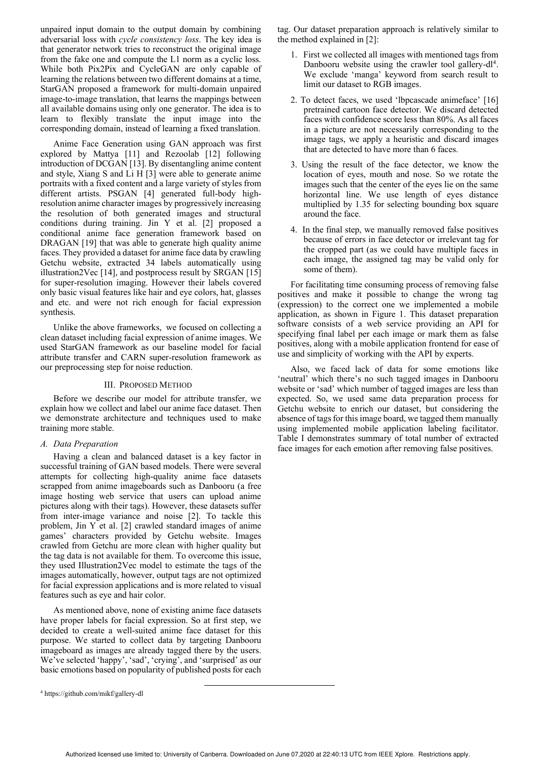unpaired input domain to the output domain by combining adversarial loss with *cycle consistency loss*. The key idea is that generator network tries to reconstruct the original image from the fake one and compute the L1 norm as a cyclic loss. While both Pix2Pix and CycleGAN are only capable of learning the relations between two different domains at a time, StarGAN proposed a framework for multi-domain unpaired image-to-image translation, that learns the mappings between all available domains using only one generator. The idea is to learn to flexibly translate the input image into the corresponding domain, instead of learning a fixed translation.

Anime Face Generation using GAN approach was first explored by Mattya [11] and Rezoolab [12] following introduction of DCGAN [13]. By disentangling anime content and style, Xiang S and Li H [3] were able to generate anime portraits with a fixed content and a large variety of styles from different artists. PSGAN [4] generated full-body high-resolution anime character images by progressively increasing the resolution of both generated images and structural conditions during training. Jin Y et al. [2] proposed a conditional anime face generation framework based on DRAGAN [19] that was able to generate high quality anime faces. They provided a dataset for anime face data by crawling Getchu website, extracted 34 labels automatically using illustration2Vec [14], and postprocess result by SRGAN [15] for super-resolution imaging. However their labels covered only basic visual features like hair and eye colors, hat, glasses and etc. and were not rich enough for facial expression synthesis.

Unlike the above frameworks, we focused on collecting a clean dataset including facial expression of anime images. We used StarGAN framework as our baseline model for facial attribute transfer and CARN super-resolution framework as our preprocessing step for noise reduction.

## III. Proposed Method

Before we describe our model for attribute transfer, we explain how we collect and label our anime face dataset. Then we demonstrate architecture and techniques used to make training more stable.

### *A. Data Preparation*

Having a clean and balanced dataset is a key factor in successful training of GAN based models. There were several attempts for collecting high-quality anime face datasets scrapped from anime imageboards such as Danbooru (a free image hosting web service that users can upload anime pictures along with their tags). However, these datasets suffer from inter-image variance and noise [2]. To tackle this problem, Jin Y et al. [2] crawled standard images of anime games' characters provided by Getchu website. Images crawled from Getchu are more clean with higher quality but the tag data is not available for them. To overcome this issue, they used Illustration2Vec model to estimate the tags of the images automatically, however, output tags are not optimized for facial expression applications and is more related to visual features such as eye and hair color.

As mentioned above, none of existing anime face datasets have proper labels for facial expression. So at first step, we decided to create a well-suited anime face dataset for this purpose. We started to collect data by targeting Danbooru imageboard as images are already tagged there by the users. We've selected 'happy', 'sad', 'crying', and 'surprised' as our basic emotions based on popularity of published posts for each tag. Our dataset preparation approach is relatively similar to the method explained in [2]:

1. First we collected all images with mentioned tags from Danbooru website using the crawler tool gallery-dl[4]. We exclude 'manga' keyword from search result to limit our dataset to RGB images.
2. To detect faces, we used 'lbpcascade animeface' [16] pretrained cartoon face detector. We discard detected faces with confidence score less than 80%. As all faces in a picture are not necessarily corresponding to the image tags, we apply a heuristic and discard images that are detected to have more than 6 faces.
3. Using the result of the face detector, we know the location of eyes, mouth and nose. So we rotate the images such that the center of the eyes lie on the same horizontal line. We use length of eyes distance multiplied by 1.35 for selecting bounding box square around the face.
4. In the final step, we manually removed false positives because of errors in face detector or irrelevant tag for the cropped part (as we could have multiple faces in each image, the assigned tag may be valid only for some of them).

For facilitating time consuming process of removing false positives and make it possible to change the wrong tag (expression) to the correct one we implemented a mobile application, as shown in Figure 1. This dataset preparation software consists of a web service providing an API for specifying final label per each image or mark them as false positives, along with a mobile application frontend for ease of use and simplicity of working with the API by experts.

Also, we faced lack of data for some emotions like 'neutral' which there's no such tagged images in Danbooru website or 'sad' which number of tagged images are less than expected. So, we used same data preparation process for Getchu website to enrich our dataset, but considering the absence of tags for this image board, we tagged them manually using implemented mobile application labeling facilitator. Table I demonstrates summary of total number of extracted face images for each emotion after removing false positives.

[4] https://github.com/mikf/gallery-dl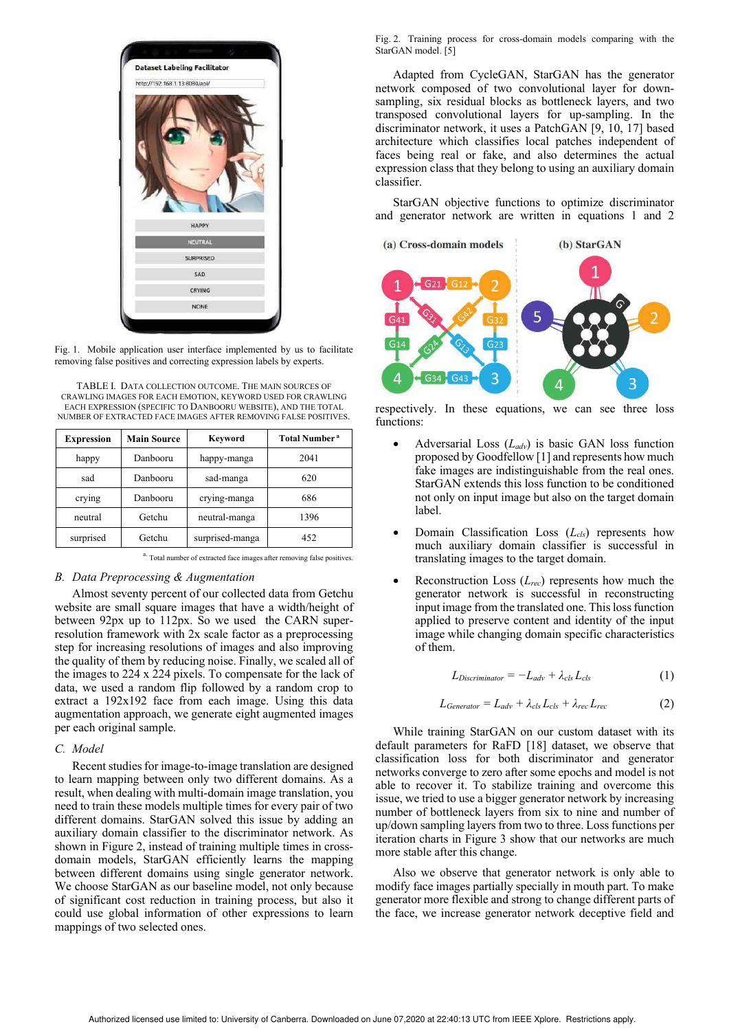Fig. 1. Mobile application user interface implemented by us to facilitate removing false positives and correcting expression labels by experts.

TABLE I. DATA COLLECTION OUTCOME. THE MAIN SOURCES OF CRAWLING IMAGES FOR EACH EMOTION, KEYWORD USED FOR CRAWLING EACH EXPRESSION (SPECIFIC TO DANBOORU WEBSITE), AND THE TOTAL NUMBER OF EXTRACTED FACE IMAGES AFTER REMOVING FALSE POSITIVES.

| Expression | Main Source | Keyword | Total Number [a] |
|---|---|---|---|
| happy | Danbooru | happy-manga | 2041 |
| sad | Danbooru | sad-manga | 620 |
| crying | Danbooru | crying-manga | 686 |
| neutral | Getchu | neutral-manga | 1396 |
| surprised | Getchu | surprised-manga | 452 |

[a] Total number of extracted face images after removing false positives.

### B. Data Preprocessing & Augmentation

Almost seventy percent of our collected data from Getchu website are small square images that have a width/height of between 92px up to 112px. So we used the CARN super-resolution framework with 2x scale factor as a preprocessing step for increasing resolutions of images and also improving the quality of them by reducing noise. Finally, we scaled all of the images to 224 x 224 pixels. To compensate for the lack of data, we used a random flip followed by a random crop to extract a 192x192 face from each image. Using this data augmentation approach, we generate eight augmented images per each original sample.

### C. Model

Recent studies for image-to-image translation are designed to learn mapping between only two different domains. As a result, when dealing with multi-domain image translation, you need to train these models multiple times for every pair of two different domains. StarGAN solved this issue by adding an auxiliary domain classifier to the discriminator network. As shown in Figure 2, instead of training multiple times in cross-domain models, StarGAN efficiently learns the mapping between different domains using single generator network. We choose StarGAN as our baseline model, not only because of significant cost reduction in training process, but also it could use global information of other expressions to learn mappings of two selected ones.

Fig. 2. Training process for cross-domain models comparing with the StarGAN model. [5]

Adapted from CycleGAN, StarGAN has the generator network composed of two convolutional layer for down-sampling, six residual blocks as bottleneck layers, and two transposed convolutional layers for up-sampling. In the discriminator network, it uses a PatchGAN [9, 10, 17] based architecture which classifies local patches independent of faces being real or fake, and also determines the actual expression class that they belong to using an auxiliary domain classifier.

StarGAN objective functions to optimize discriminator and generator network are written in equations 1 and 2 respectively. In these equations, we can see three loss functions:

- Adversarial Loss ($L_{adv}$) is basic GAN loss function proposed by Goodfellow [1] and represents how much fake images are indistinguishable from the real ones. StarGAN extends this loss function to be conditioned not only on input image but also on the target domain label.
- Domain Classification Loss ($L_{cls}$) represents how much auxiliary domain classifier is successful in translating images to the target domain.
- Reconstruction Loss ($L_{rec}$) represents how much the generator network is successful in reconstructing input image from the translated one. This loss function applied to preserve content and identity of the input image while changing domain specific characteristics of them.

$$L_{Discriminator} = -L_{adv} + \lambda_{cls} L_{cls} \tag{1}$$

$$L_{Generator} = L_{adv} + \lambda_{cls} L_{cls} + \lambda_{rec} L_{rec} \tag{2}$$

While training StarGAN on our custom dataset with its default parameters for RaFD [18] dataset, we observe that classification loss for both discriminator and generator networks converge to zero after some epochs and model is not able to recover it. To stabilize training and overcome this issue, we tried to use a bigger generator network by increasing number of bottleneck layers from six to nine and number of up/down sampling layers from two to three. Loss functions per iteration charts in Figure 3 show that our networks are much more stable after this change.

Also we observe that generator network is only able to modify face images partially specially in mouth part. To make generator more flexible and strong to change different parts of the face, we increase generator network deceptive field and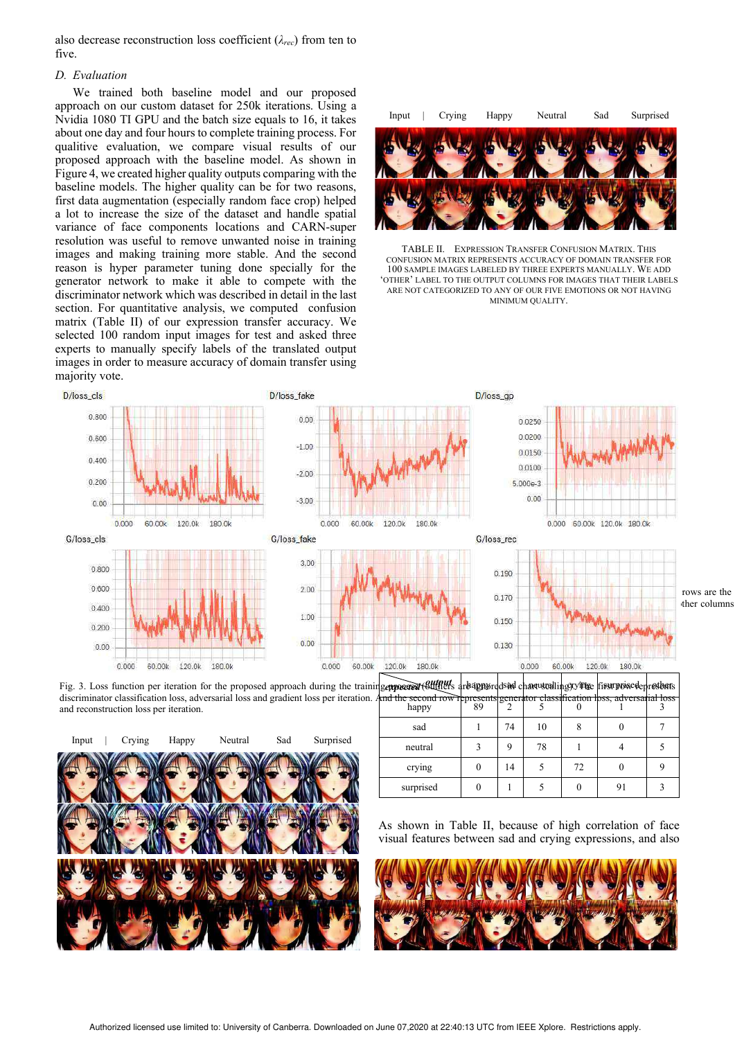also decrease reconstruction loss coefficient ($\lambda_{rec}$) from ten to five.

### D. Evaluation

We trained both baseline model and our proposed approach on our custom dataset for 250k iterations. Using a Nvidia 1080 TI GPU and the batch size equals to 16, it takes about one day and four hours to complete training process. For qualitive evaluation, we compare visual results of our proposed approach with the baseline model. As shown in Figure 4, we created higher quality outputs comparing with the baseline models. The higher quality can be for two reasons, first data augmentation (especially random face crop) helped a lot to increase the size of the dataset and handle spatial variance of face components locations and CARN-super resolution was useful to remove unwanted noise in training images and making training more stable. And the second reason is hyper parameter tuning done specially for the generator network to make it able to compete with the discriminator network which was described in detail in the last section. For quantitative analysis, we computed confusion matrix (Table II) of our expression transfer accuracy. We selected 100 random input images for test and asked three experts to manually specify labels of the translated output images in order to measure accuracy of domain transfer using majority vote.

Fig. 3. Loss function per iteration for the proposed approach during the training process. Charts are displayed with smoothing. The first row represents discriminator classification loss, adversarial loss and gradient loss per iteration. And the second row represents generator classification loss, adversarial loss and reconstruction loss per iteration.

TABLE II. EXPRESSION TRANSFER CONFUSION MATRIX. THIS CONFUSION MATRIX REPRESENTS ACCURACY OF DOMAIN TRANSFER FOR 100 SAMPLE IMAGES LABELED BY THREE EXPERTS MANUALLY. WE ADD 'OTHER' LABEL TO THE OUTPUT COLUMNS FOR IMAGES THAT THEIR LABELS ARE NOT CATEGORIZED TO ANY OF OUR FIVE EMOTIONS OR NOT HAVING MINIMUM QUALITY.

| expected \ output | happy | sad | neutral | crying | surprised | other |
|---|---|---|---|---|---|---|
| happy | 89 | 2 | 5 | 0 | 1 | 3 |
| sad | 1 | 74 | 10 | 8 | 0 | 7 |
| neutral | 3 | 9 | 78 | 1 | 4 | 5 |
| crying | 0 | 14 | 5 | 72 | 0 | 9 |
| surprised | 0 | 1 | 5 | 0 | 91 | 3 |

As shown in Table II, because of high correlation of face visual features between sad and crying expressions, and also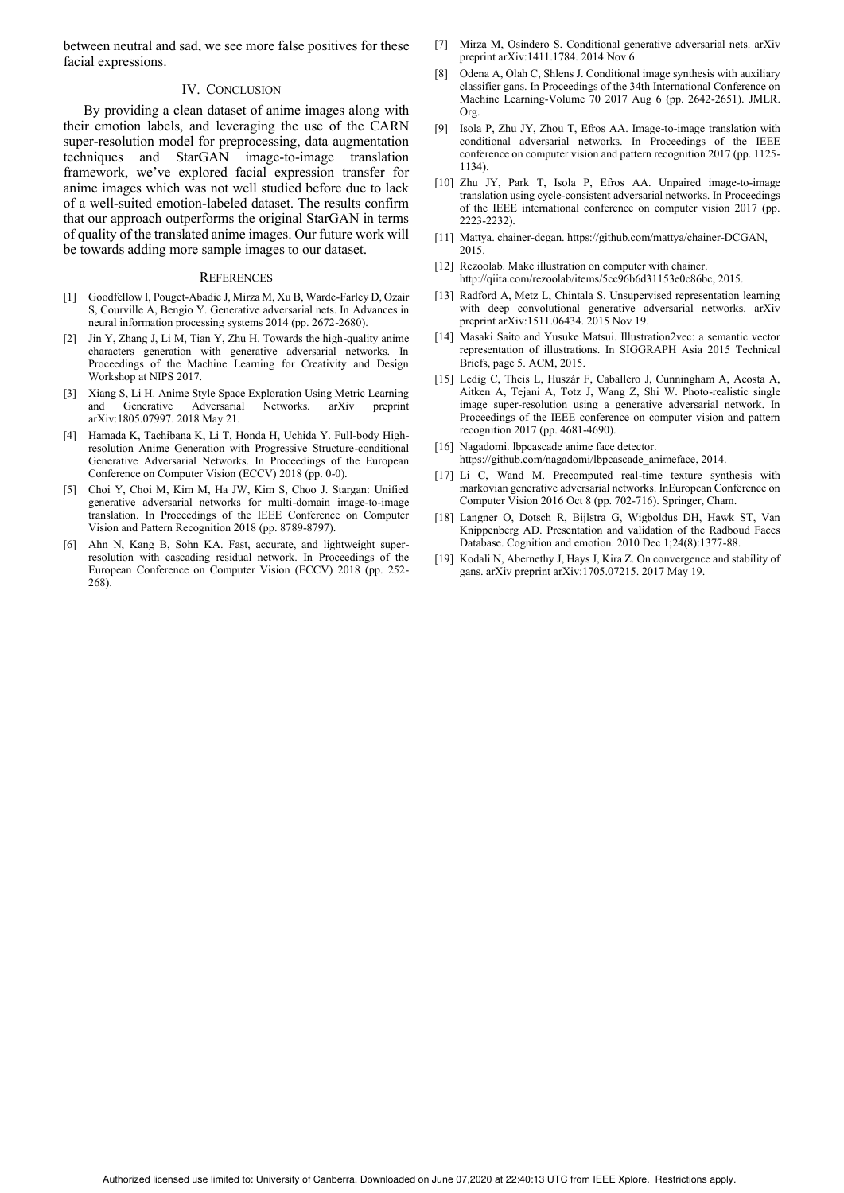between neutral and sad, we see more false positives for these facial expressions.

## IV. Conclusion

By providing a clean dataset of anime images along with their emotion labels, and leveraging the use of the CARN super-resolution model for preprocessing, data augmentation techniques and StarGAN image-to-image translation framework, we've explored facial expression transfer for anime images which was not well studied before due to lack of a well-suited emotion-labeled dataset. The results confirm that our approach outperforms the original StarGAN in terms of quality of the translated anime images. Our future work will be towards adding more sample images to our dataset.

## References

[1] Goodfellow I, Pouget-Abadie J, Mirza M, Xu B, Warde-Farley D, Ozair S, Courville A, Bengio Y. Generative adversarial nets. In Advances in neural information processing systems 2014 (pp. 2672-2680).

[2] Jin Y, Zhang J, Li M, Tian Y, Zhu H. Towards the high-quality anime characters generation with generative adversarial networks. In Proceedings of the Machine Learning for Creativity and Design Workshop at NIPS 2017.

[3] Xiang S, Li H. Anime Style Space Exploration Using Metric Learning and Generative Adversarial Networks. arXiv preprint arXiv:1805.07997. 2018 May 21.

[4] Hamada K, Tachibana K, Li T, Honda H, Uchida Y. Full-body High-resolution Anime Generation with Progressive Structure-conditional Generative Adversarial Networks. In Proceedings of the European Conference on Computer Vision (ECCV) 2018 (pp. 0-0).

[5] Choi Y, Choi M, Kim M, Ha JW, Kim S, Choo J. Stargan: Unified generative adversarial networks for multi-domain image-to-image translation. In Proceedings of the IEEE Conference on Computer Vision and Pattern Recognition 2018 (pp. 8789-8797).

[6] Ahn N, Kang B, Sohn KA. Fast, accurate, and lightweight super-resolution with cascading residual network. In Proceedings of the European Conference on Computer Vision (ECCV) 2018 (pp. 252-268).

[7] Mirza M, Osindero S. Conditional generative adversarial nets. arXiv preprint arXiv:1411.1784. 2014 Nov 6.

[8] Odena A, Olah C, Shlens J. Conditional image synthesis with auxiliary classifier gans. In Proceedings of the 34th International Conference on Machine Learning-Volume 70 2017 Aug 6 (pp. 2642-2651). JMLR. Org.

[9] Isola P, Zhu JY, Zhou T, Efros AA. Image-to-image translation with conditional adversarial networks. In Proceedings of the IEEE conference on computer vision and pattern recognition 2017 (pp. 1125-1134).

[10] Zhu JY, Park T, Isola P, Efros AA. Unpaired image-to-image translation using cycle-consistent adversarial networks. In Proceedings of the IEEE international conference on computer vision 2017 (pp. 2223-2232).

[11] Mattya. chainer-dcgan. https://github.com/mattya/chainer-DCGAN, 2015.

[12] Rezoolab. Make illustration on computer with chainer. http://qiita.com/rezoolab/items/5cc96b6d31153e0c86bc, 2015.

[13] Radford A, Metz L, Chintala S. Unsupervised representation learning with deep convolutional generative adversarial networks. arXiv preprint arXiv:1511.06434. 2015 Nov 19.

[14] Masaki Saito and Yusuke Matsui. Illustration2vec: a semantic vector representation of illustrations. In SIGGRAPH Asia 2015 Technical Briefs, page 5. ACM, 2015.

[15] Ledig C, Theis L, Huszár F, Caballero J, Cunningham A, Acosta A, Aitken A, Tejani A, Totz J, Wang Z, Shi W. Photo-realistic single image super-resolution using a generative adversarial network. In Proceedings of the IEEE conference on computer vision and pattern recognition 2017 (pp. 4681-4690).

[16] Nagadomi. lbpcascade anime face detector. https://github.com/nagadomi/lbpcascade_animeface, 2014.

[17] Li C, Wand M. Precomputed real-time texture synthesis with markovian generative adversarial networks. InEuropean Conference on Computer Vision 2016 Oct 8 (pp. 702-716). Springer, Cham.

[18] Langner O, Dotsch R, Bijlstra G, Wigboldus DH, Hawk ST, Van Knippenberg AD. Presentation and validation of the Radboud Faces Database. Cognition and emotion. 2010 Dec 1;24(8):1377-88.

[19] Kodali N, Abernethy J, Hays J, Kira Z. On convergence and stability of gans. arXiv preprint arXiv:1705.07215. 2017 May 19.